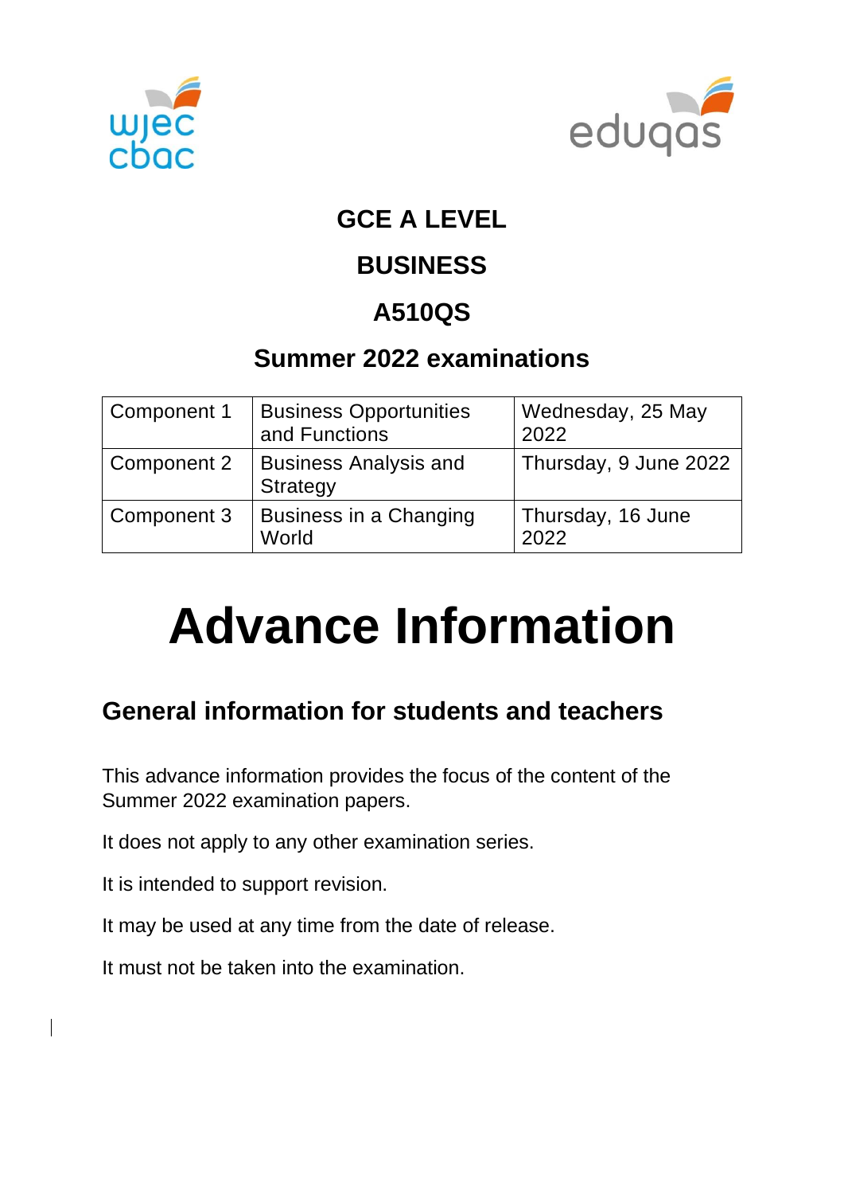# GCE A LEVEL

# BUSINESS

# A510QS

## Summer 2022 examinations

| Component 1 | Business Opportunities and Functions | Wednesday, 25 May 2022 |
|---|---|---|
| Component 2 | Business Analysis and Strategy | Thursday, 9 June 2022 |
| Component 3 | Business in a Changing World | Thursday, 16 June 2022 |

# Advance Information

## General information for students and teachers

This advance information provides the focus of the content of the Summer 2022 examination papers.

It does not apply to any other examination series.

It is intended to support revision.

It may be used at any time from the date of release.

It must not be taken into the examination.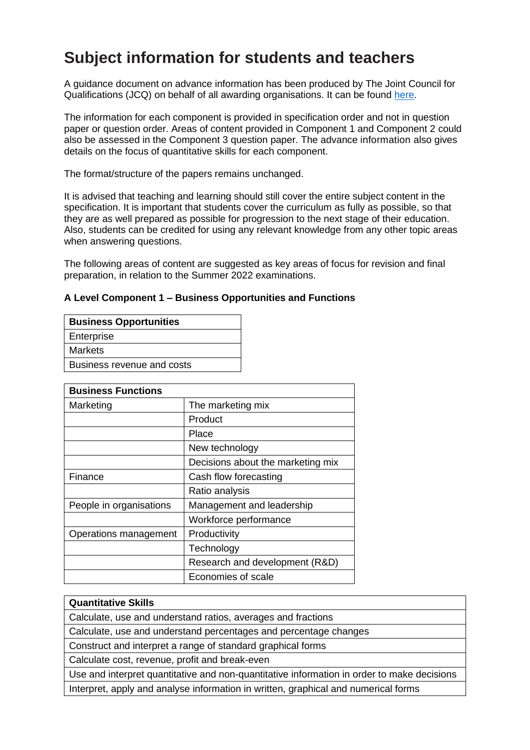# Subject information for students and teachers

A guidance document on advance information has been produced by The Joint Council for Qualifications (JCQ) on behalf of all awarding organisations. It can be found here.

The information for each component is provided in specification order and not in question paper or question order. Areas of content provided in Component 1 and Component 2 could also be assessed in the Component 3 question paper. The advance information also gives details on the focus of quantitative skills for each component.

The format/structure of the papers remains unchanged.

It is advised that teaching and learning should still cover the entire subject content in the specification. It is important that students cover the curriculum as fully as possible, so that they are as well prepared as possible for progression to the next stage of their education. Also, students can be credited for using any relevant knowledge from any other topic areas when answering questions.

The following areas of content are suggested as key areas of focus for revision and final preparation, in relation to the Summer 2022 examinations.

**A Level Component 1 – Business Opportunities and Functions**

| Business Opportunities |
| --- |
| Enterprise |
| Markets |
| Business revenue and costs |

| Business Functions | |
| --- | --- |
| Marketing | The marketing mix |
| | Product |
| | Place |
| | New technology |
| | Decisions about the marketing mix |
| Finance | Cash flow forecasting |
| | Ratio analysis |
| People in organisations | Management and leadership |
| | Workforce performance |
| Operations management | Productivity |
| | Technology |
| | Research and development (R&D) |
| | Economies of scale |

| Quantitative Skills |
| --- |
| Calculate, use and understand ratios, averages and fractions |
| Calculate, use and understand percentages and percentage changes |
| Construct and interpret a range of standard graphical forms |
| Calculate cost, revenue, profit and break-even |
| Use and interpret quantitative and non-quantitative information in order to make decisions |
| Interpret, apply and analyse information in written, graphical and numerical forms |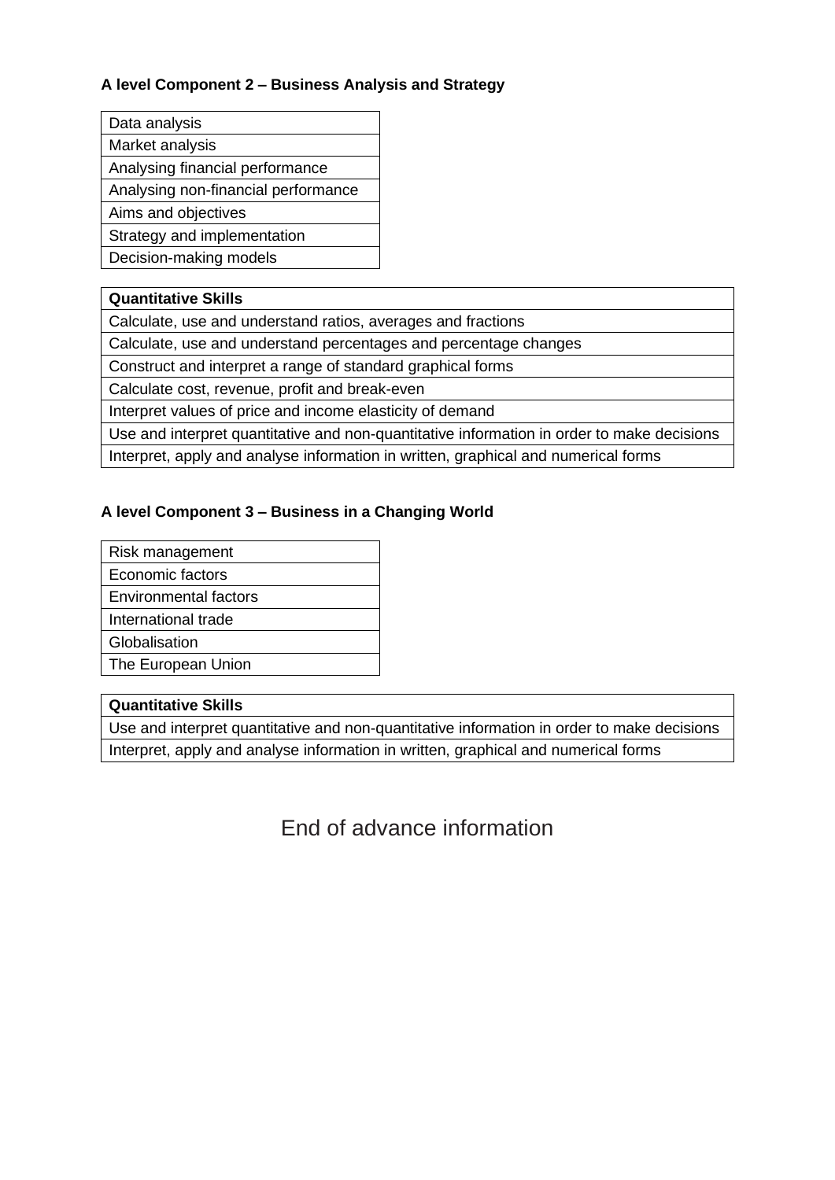**A level Component 2 – Business Analysis and Strategy**

| |
|---|
| Data analysis |
| Market analysis |
| Analysing financial performance |
| Analysing non-financial performance |
| Aims and objectives |
| Strategy and implementation |
| Decision-making models |

| **Quantitative Skills** |
|---|
| Calculate, use and understand ratios, averages and fractions |
| Calculate, use and understand percentages and percentage changes |
| Construct and interpret a range of standard graphical forms |
| Calculate cost, revenue, profit and break-even |
| Interpret values of price and income elasticity of demand |
| Use and interpret quantitative and non-quantitative information in order to make decisions |
| Interpret, apply and analyse information in written, graphical and numerical forms |

**A level Component 3 – Business in a Changing World**

| |
|---|
| Risk management |
| Economic factors |
| Environmental factors |
| International trade |
| Globalisation |
| The European Union |

| **Quantitative Skills** |
|---|
| Use and interpret quantitative and non-quantitative information in order to make decisions |
| Interpret, apply and analyse information in written, graphical and numerical forms |

End of advance information